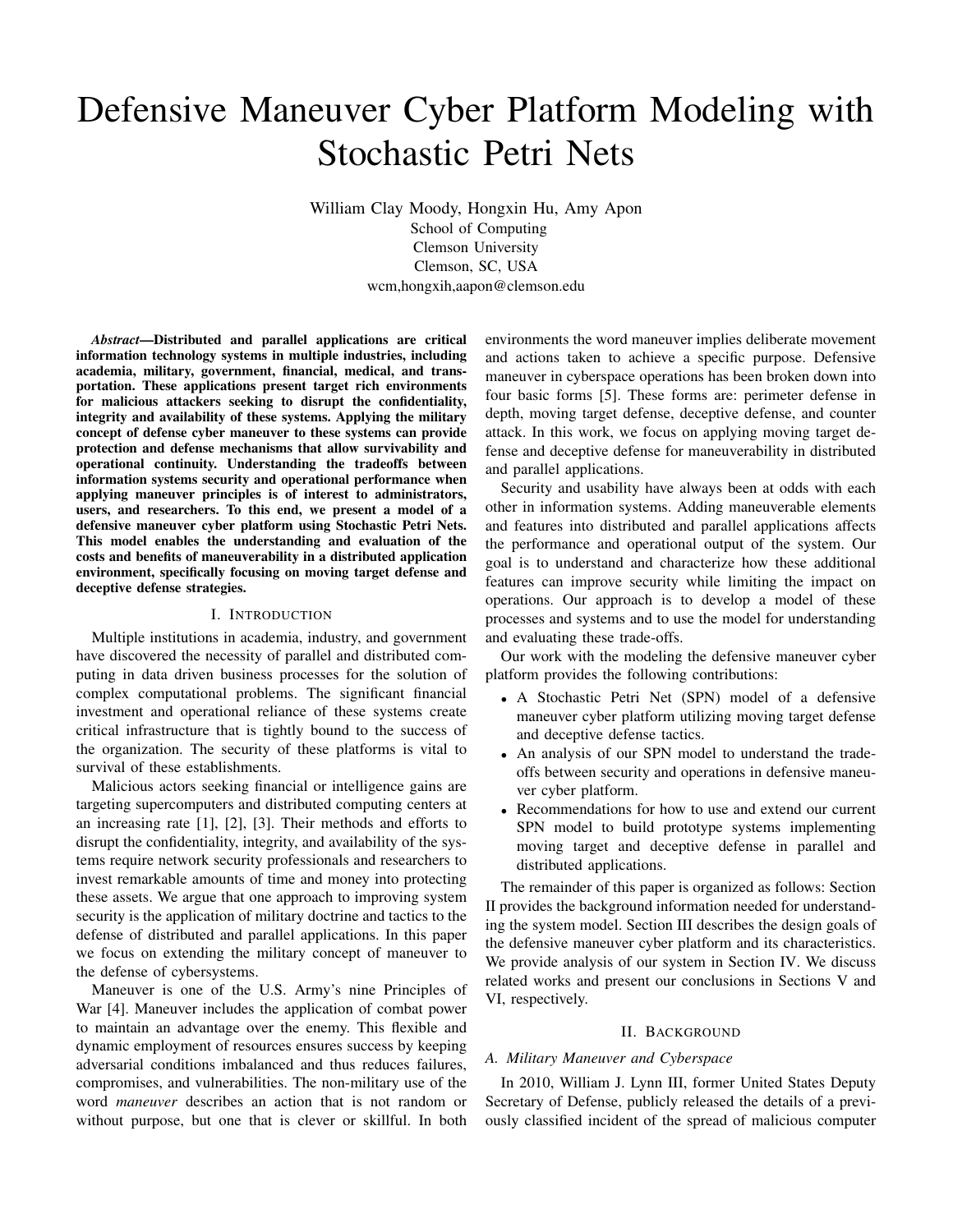// Defensive Maneuver Cyber Platform Modeling with Stochastic Petri Nets

# Defensive Maneuver Cyber Platform Modeling with Stochastic Petri Nets

William Clay Moody, Hongxin Hu, Amy Apon
School of Computing
Clemson University
Clemson, SC, USA
wcm,hongxih,aapon@clemson.edu

***Abstract*—Distributed and parallel applications are critical information technology systems in multiple industries, including academia, military, government, financial, medical, and transportation. These applications present target rich environments for malicious attackers seeking to disrupt the confidentiality, integrity and availability of these systems. Applying the military concept of defense cyber maneuver to these systems can provide protection and defense mechanisms that allow survivability and operational continuity. Understanding the tradeoffs between information systems security and operational performance when applying maneuver principles is of interest to administrators, users, and researchers. To this end, we present a model of a defensive maneuver cyber platform using Stochastic Petri Nets. This model enables the understanding and evaluation of the costs and benefits of maneuverability in a distributed application environment, specifically focusing on moving target defense and deceptive defense strategies.**

## I. Introduction

Multiple institutions in academia, industry, and government have discovered the necessity of parallel and distributed computing in data driven business processes for the solution of complex computational problems. The significant financial investment and operational reliance of these systems create critical infrastructure that is tightly bound to the success of the organization. The security of these platforms is vital to survival of these establishments.

Malicious actors seeking financial or intelligence gains are targeting supercomputers and distributed computing centers at an increasing rate [1], [2], [3]. Their methods and efforts to disrupt the confidentiality, integrity, and availability of the systems require network security professionals and researchers to invest remarkable amounts of time and money into protecting these assets. We argue that one approach to improving system security is the application of military doctrine and tactics to the defense of distributed and parallel applications. In this paper we focus on extending the military concept of maneuver to the defense of cybersystems.

Maneuver is one of the U.S. Army's nine Principles of War [4]. Maneuver includes the application of combat power to maintain an advantage over the enemy. This flexible and dynamic employment of resources ensures success by keeping adversarial conditions imbalanced and thus reduces failures, compromises, and vulnerabilities. The non-military use of the word *maneuver* describes an action that is not random or without purpose, but one that is clever or skillful. In both environments the word maneuver implies deliberate movement and actions taken to achieve a specific purpose. Defensive maneuver in cyberspace operations has been broken down into four basic forms [5]. These forms are: perimeter defense in depth, moving target defense, deceptive defense, and counter attack. In this work, we focus on applying moving target defense and deceptive defense for maneuverability in distributed and parallel applications.

Security and usability have always been at odds with each other in information systems. Adding maneuverable elements and features into distributed and parallel applications affects the performance and operational output of the system. Our goal is to understand and characterize how these additional features can improve security while limiting the impact on operations. Our approach is to develop a model of these processes and systems and to use the model for understanding and evaluating these trade-offs.

Our work with the modeling the defensive maneuver cyber platform provides the following contributions:

- A Stochastic Petri Net (SPN) model of a defensive maneuver cyber platform utilizing moving target defense and deceptive defense tactics.
- An analysis of our SPN model to understand the trade-offs between security and operations in defensive maneuver cyber platform.
- Recommendations for how to use and extend our current SPN model to build prototype systems implementing moving target and deceptive defense in parallel and distributed applications.

The remainder of this paper is organized as follows: Section II provides the background information needed for understanding the system model. Section III describes the design goals of the defensive maneuver cyber platform and its characteristics. We provide analysis of our system in Section IV. We discuss related works and present our conclusions in Sections V and VI, respectively.

## II. Background

### A. Military Maneuver and Cyberspace

In 2010, William J. Lynn III, former United States Deputy Secretary of Defense, publicly released the details of a previously classified incident of the spread of malicious computer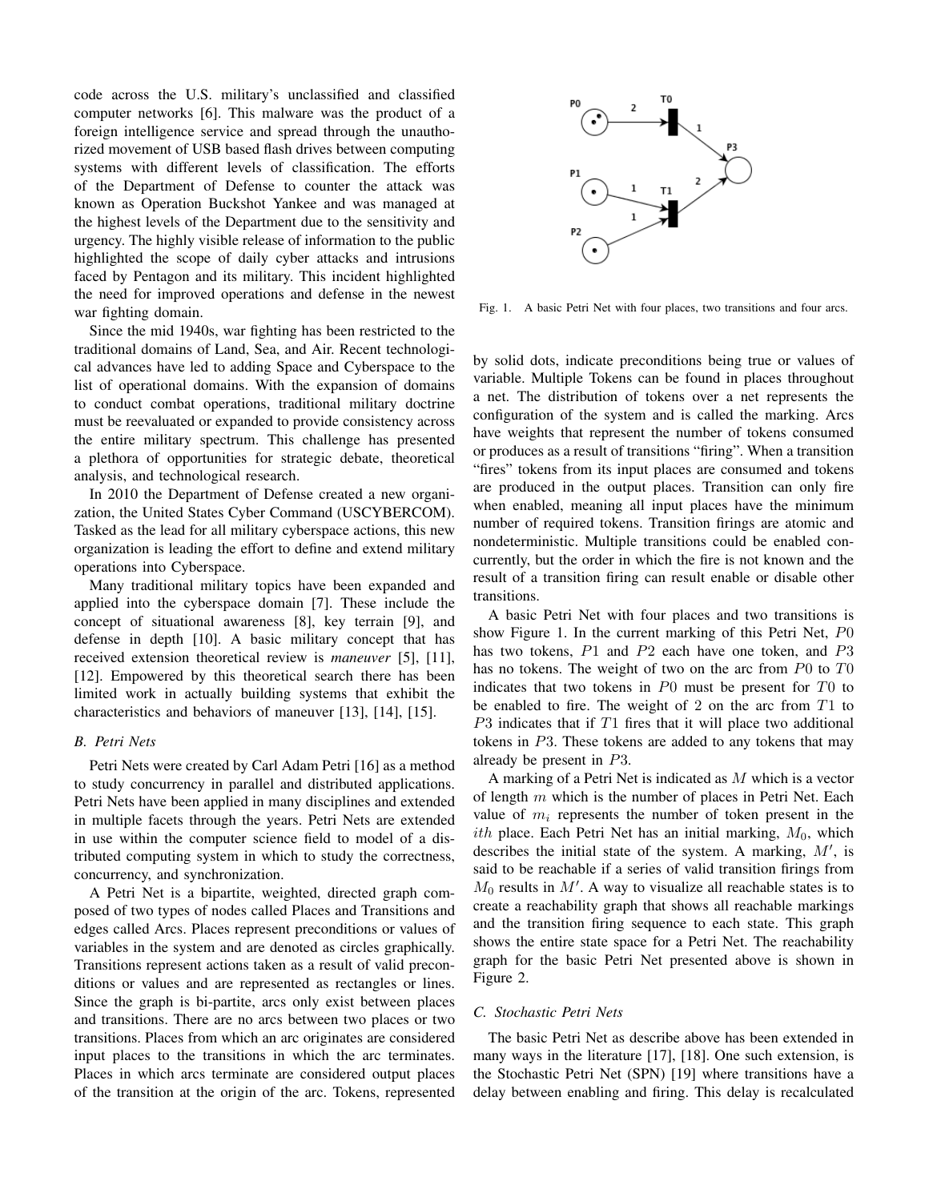code across the U.S. military's unclassified and classified computer networks [6]. This malware was the product of a foreign intelligence service and spread through the unauthorized movement of USB based flash drives between computing systems with different levels of classification. The efforts of the Department of Defense to counter the attack was known as Operation Buckshot Yankee and was managed at the highest levels of the Department due to the sensitivity and urgency. The highly visible release of information to the public highlighted the scope of daily cyber attacks and intrusions faced by Pentagon and its military. This incident highlighted the need for improved operations and defense in the newest war fighting domain.

Since the mid 1940s, war fighting has been restricted to the traditional domains of Land, Sea, and Air. Recent technological advances have led to adding Space and Cyberspace to the list of operational domains. With the expansion of domains to conduct combat operations, traditional military doctrine must be reevaluated or expanded to provide consistency across the entire military spectrum. This challenge has presented a plethora of opportunities for strategic debate, theoretical analysis, and technological research.

In 2010 the Department of Defense created a new organization, the United States Cyber Command (USCYBERCOM). Tasked as the lead for all military cyberspace actions, this new organization is leading the effort to define and extend military operations into Cyberspace.

Many traditional military topics have been expanded and applied into the cyberspace domain [7]. These include the concept of situational awareness [8], key terrain [9], and defense in depth [10]. A basic military concept that has received extension theoretical review is *maneuver* [5], [11], [12]. Empowered by this theoretical search there has been limited work in actually building systems that exhibit the characteristics and behaviors of maneuver [13], [14], [15].

### B. Petri Nets

Petri Nets were created by Carl Adam Petri [16] as a method to study concurrency in parallel and distributed applications. Petri Nets have been applied in many disciplines and extended in multiple facets through the years. Petri Nets are extended in use within the computer science field to model of a distributed computing system in which to study the correctness, concurrency, and synchronization.

A Petri Net is a bipartite, weighted, directed graph composed of two types of nodes called Places and Transitions and edges called Arcs. Places represent preconditions or values of variables in the system and are denoted as circles graphically. Transitions represent actions taken as a result of valid preconditions or values and are represented as rectangles or lines. Since the graph is bi-partite, arcs only exist between places and transitions. There are no arcs between two places or two transitions. Places from which an arc originates are considered input places to the transitions in which the arc terminates. Places in which arcs terminate are considered output places of the transition at the origin of the arc. Tokens, represented by solid dots, indicate preconditions being true or values of variable. Multiple Tokens can be found in places throughout a net. The distribution of tokens over a net represents the configuration of the system and is called the marking. Arcs have weights that represent the number of tokens consumed or produces as a result of transitions "firing". When a transition "fires" tokens from its input places are consumed and tokens are produced in the output places. Transition can only fire when enabled, meaning all input places have the minimum number of required tokens. Transition firings are atomic and nondeterministic. Multiple transitions could be enabled concurrently, but the order in which the fire is not known and the result of a transition firing can result enable or disable other transitions.

Fig. 1. A basic Petri Net with four places, two transitions and four arcs.

A basic Petri Net with four places and two transitions is show Figure 1. In the current marking of this Petri Net, $P0$ has two tokens, $P1$ and $P2$ each have one token, and $P3$ has no tokens. The weight of two on the arc from $P0$ to $T0$ indicates that two tokens in $P0$ must be present for $T0$ to be enabled to fire. The weight of 2 on the arc from $T1$ to $P3$ indicates that if $T1$ fires that it will place two additional tokens in $P3$. These tokens are added to any tokens that may already be present in $P3$.

A marking of a Petri Net is indicated as $M$ which is a vector of length $m$ which is the number of places in Petri Net. Each value of $m_i$ represents the number of token present in the $ith$ place. Each Petri Net has an initial marking, $M_0$, which describes the initial state of the system. A marking, $M'$, is said to be reachable if a series of valid transition firings from $M_0$ results in $M'$. A way to visualize all reachable states is to create a reachability graph that shows all reachable markings and the transition firing sequence to each state. This graph shows the entire state space for a Petri Net. The reachability graph for the basic Petri Net presented above is shown in Figure 2.

### C. Stochastic Petri Nets

The basic Petri Net as describe above has been extended in many ways in the literature [17], [18]. One such extension, is the Stochastic Petri Net (SPN) [19] where transitions have a delay between enabling and firing. This delay is recalculated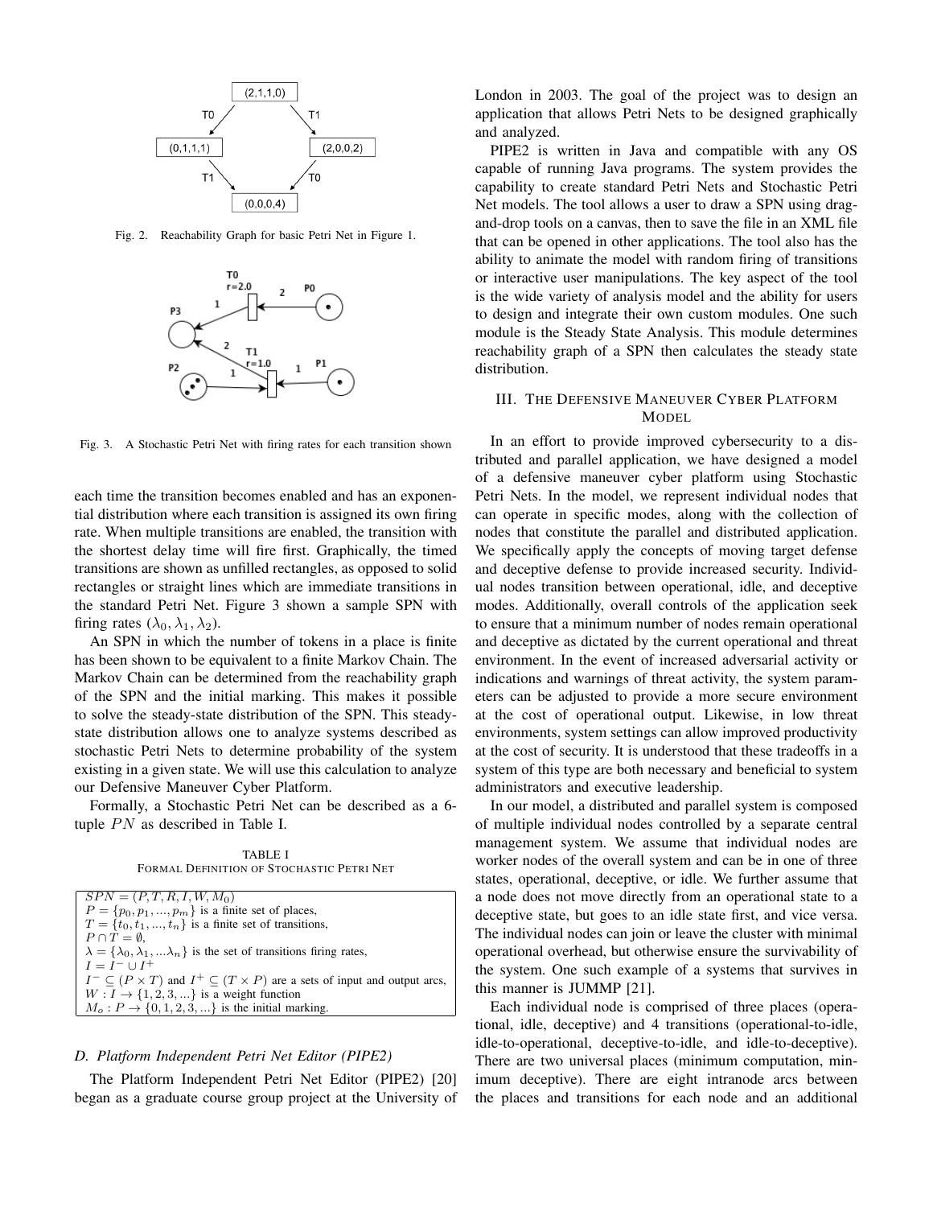Fig. 2. Reachability Graph for basic Petri Net in Figure 1.

Fig. 3. A Stochastic Petri Net with firing rates for each transition shown

each time the transition becomes enabled and has an exponential distribution where each transition is assigned its own firing rate. When multiple transitions are enabled, the transition with the shortest delay time will fire first. Graphically, the timed transitions are shown as unfilled rectangles, as opposed to solid rectangles or straight lines which are immediate transitions in the standard Petri Net. Figure 3 shown a sample SPN with firing rates ($\lambda_0, \lambda_1, \lambda_2$).

An SPN in which the number of tokens in a place is finite has been shown to be equivalent to a finite Markov Chain. The Markov Chain can be determined from the reachability graph of the SPN and the initial marking. This makes it possible to solve the steady-state distribution of the SPN. This steady-state distribution allows one to analyze systems described as stochastic Petri Nets to determine probability of the system existing in a given state. We will use this calculation to analyze our Defensive Maneuver Cyber Platform.

Formally, a Stochastic Petri Net can be described as a 6-tuple $PN$ as described in Table I.

TABLE I
FORMAL DEFINITION OF STOCHASTIC PETRI NET

| $SPN = (P, T, R, I, W, M_0)$ |
|---|
| $P = \{p_0, p_1, ..., p_m\}$ is a finite set of places, |
| $T = \{t_0, t_1, ..., t_n\}$ is a finite set of transitions, |
| $P \cap T = \emptyset$, |
| $\lambda = \{\lambda_0, \lambda_1, ...\lambda_n\}$ is the set of transitions firing rates, |
| $I = I^- \cup I^+$ |
| $I^- \subseteq (P \times T)$ and $I^+ \subseteq (T \times P)$ are a sets of input and output arcs, |
| $W : I \to \{1, 2, 3, ...\}$ is a weight function |
| $M_o : P \to \{0, 1, 2, 3, ...\}$ is the initial marking. |

### D. Platform Independent Petri Net Editor (PIPE2)

The Platform Independent Petri Net Editor (PIPE2) [20] began as a graduate course group project at the University of London in 2003. The goal of the project was to design an application that allows Petri Nets to be designed graphically and analyzed.

PIPE2 is written in Java and compatible with any OS capable of running Java programs. The system provides the capability to create standard Petri Nets and Stochastic Petri Net models. The tool allows a user to draw a SPN using drag-and-drop tools on a canvas, then to save the file in an XML file that can be opened in other applications. The tool also has the ability to animate the model with random firing of transitions or interactive user manipulations. The key aspect of the tool is the wide variety of analysis model and the ability for users to design and integrate their own custom modules. One such module is the Steady State Analysis. This module determines reachability graph of a SPN then calculates the steady state distribution.

## III. The Defensive Maneuver Cyber Platform Model

In an effort to provide improved cybersecurity to a distributed and parallel application, we have designed a model of a defensive maneuver cyber platform using Stochastic Petri Nets. In the model, we represent individual nodes that can operate in specific modes, along with the collection of nodes that constitute the parallel and distributed application. We specifically apply the concepts of moving target defense and deceptive defense to provide increased security. Individual nodes transition between operational, idle, and deceptive modes. Additionally, overall controls of the application seek to ensure that a minimum number of nodes remain operational and deceptive as dictated by the current operational and threat environment. In the event of increased adversarial activity or indications and warnings of threat activity, the system parameters can be adjusted to provide a more secure environment at the cost of operational output. Likewise, in low threat environments, system settings can allow improved productivity at the cost of security. It is understood that these tradeoffs in a system of this type are both necessary and beneficial to system administrators and executive leadership.

In our model, a distributed and parallel system is composed of multiple individual nodes controlled by a separate central management system. We assume that individual nodes are worker nodes of the overall system and can be in one of three states, operational, deceptive, or idle. We further assume that a node does not move directly from an operational state to a deceptive state, but goes to an idle state first, and vice versa. The individual nodes can join or leave the cluster with minimal operational overhead, but otherwise ensure the survivability of the system. One such example of a systems that survives in this manner is JUMMP [21].

Each individual node is comprised of three places (operational, idle, deceptive) and 4 transitions (operational-to-idle, idle-to-operational, deceptive-to-idle, and idle-to-deceptive). There are two universal places (minimum computation, minimum deceptive). There are eight intranode arcs between the places and transitions for each node and an additional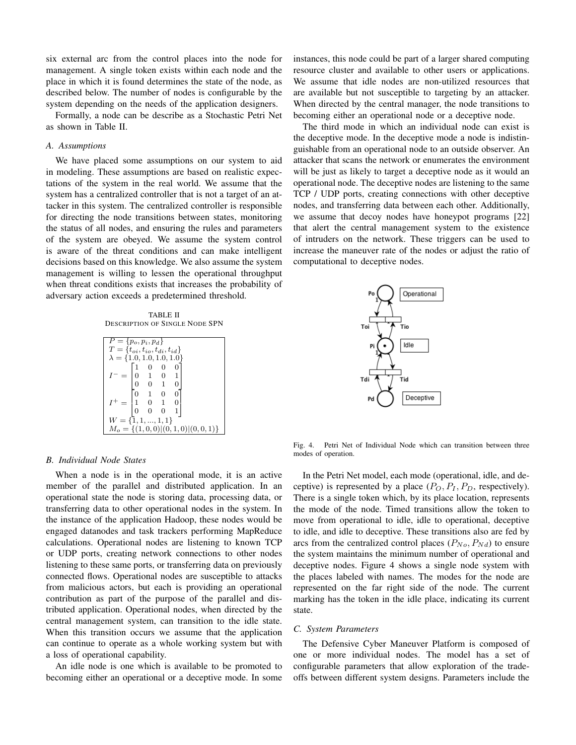six external arc from the control places into the node for management. A single token exists within each node and the place in which it is found determines the state of the node, as described below. The number of nodes is configurable by the system depending on the needs of the application designers.

Formally, a node can be describe as a Stochastic Petri Net as shown in Table II.

### A. Assumptions

We have placed some assumptions on our system to aid in modeling. These assumptions are based on realistic expectations of the system in the real world. We assume that the system has a centralized controller that is not a target of an attacker in this system. The centralized controller is responsible for directing the node transitions between states, monitoring the status of all nodes, and ensuring the rules and parameters of the system are obeyed. We assume the system control is aware of the threat conditions and can make intelligent decisions based on this knowledge. We also assume the system management is willing to lessen the operational throughput when threat conditions exists that increases the probability of adversary action exceeds a predetermined threshold.

TABLE II
DESCRIPTION OF SINGLE NODE SPN

$$
\begin{aligned}
&P = \{p_o, p_i, p_d\} \\
&T = \{t_{oi}, t_{io}, t_{di}, t_{id}\} \\
&\lambda = \{1.0, 1.0, 1.0, 1.0\} \\
&I^- = \begin{bmatrix} 1 & 0 & 0 & 0 \\ 0 & 1 & 0 & 1 \\ 0 & 0 & 1 & 0 \end{bmatrix} \\
&I^+ = \begin{bmatrix} 0 & 1 & 0 & 0 \\ 1 & 0 & 1 & 0 \\ 0 & 0 & 0 & 1 \end{bmatrix} \\
&W = \{1, 1, ..., 1, 1\} \\
&M_o = \{(1,0,0)|(0,1,0)|(0,0,1)\}
\end{aligned}
$$

### B. Individual Node States

When a node is in the operational mode, it is an active member of the parallel and distributed application. In an operational state the node is storing data, processing data, or transferring data to other operational nodes in the system. In the instance of the application Hadoop, these nodes would be engaged datanodes and task trackers performing MapReduce calculations. Operational nodes are listening to known TCP or UDP ports, creating network connections to other nodes listening to these same ports, or transferring data on previously connected flows. Operational nodes are susceptible to attacks from malicious actors, but each is providing an operational contribution as part of the purpose of the parallel and distributed application. Operational nodes, when directed by the central management system, can transition to the idle state. When this transition occurs we assume that the application can continue to operate as a whole working system but with a loss of operational capability.

An idle node is one which is available to be promoted to becoming either an operational or a deceptive mode. In some instances, this node could be part of a larger shared computing resource cluster and available to other users or applications. We assume that idle nodes are non-utilized resources that are available but not susceptible to targeting by an attacker. When directed by the central manager, the node transitions to becoming either an operational node or a deceptive node.

The third mode in which an individual node can exist is the deceptive mode. In the deceptive mode a node is indistinguishable from an operational node to an outside observer. An attacker that scans the network or enumerates the environment will be just as likely to target a deceptive node as it would an operational node. The deceptive nodes are listening to the same TCP / UDP ports, creating connections with other deceptive nodes, and transferring data between each other. Additionally, we assume that decoy nodes have honeypot programs [22] that alert the central management system to the existence of intruders on the network. These triggers can be used to increase the maneuver rate of the nodes or adjust the ratio of computational to deceptive nodes.

Fig. 4. Petri Net of Individual Node which can transition between three modes of operation.

In the Petri Net model, each mode (operational, idle, and deceptive) is represented by a place ($P_O, P_I, P_D$, respectively). There is a single token which, by its place location, represents the mode of the node. Timed transitions allow the token to move from operational to idle, idle to operational, deceptive to idle, and idle to deceptive. These transitions also are fed by arcs from the centralized control places ($P_{No}, P_{Nd}$) to ensure the system maintains the minimum number of operational and deceptive nodes. Figure 4 shows a single node system with the places labeled with names. The modes for the node are represented on the far right side of the node. The current marking has the token in the idle place, indicating its current state.

### C. System Parameters

The Defensive Cyber Maneuver Platform is composed of one or more individual nodes. The model has a set of configurable parameters that allow exploration of the trade-offs between different system designs. Parameters include the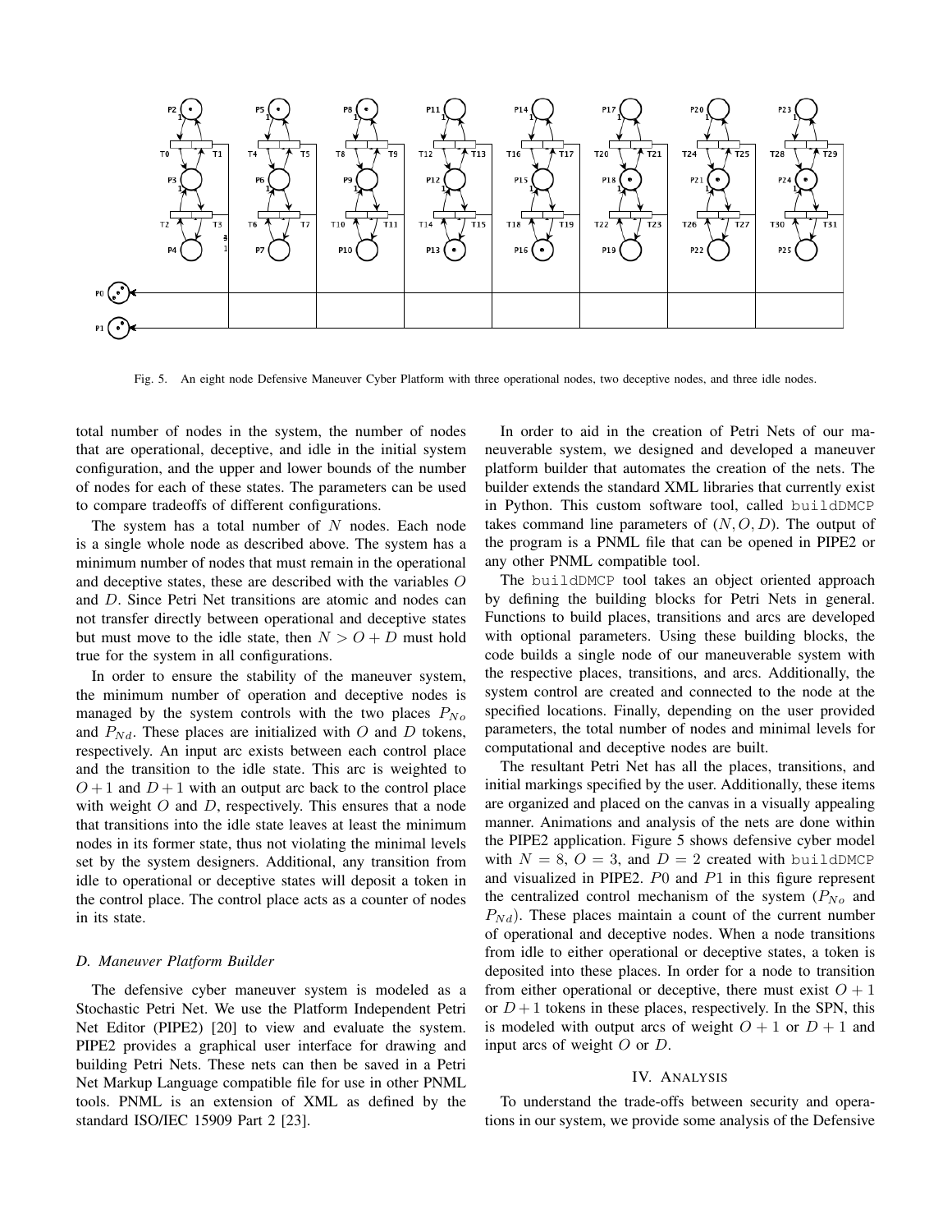Fig. 5. An eight node Defensive Maneuver Cyber Platform with three operational nodes, two deceptive nodes, and three idle nodes.

total number of nodes in the system, the number of nodes that are operational, deceptive, and idle in the initial system configuration, and the upper and lower bounds of the number of nodes for each of these states. The parameters can be used to compare tradeoffs of different configurations.

The system has a total number of $N$ nodes. Each node is a single whole node as described above. The system has a minimum number of nodes that must remain in the operational and deceptive states, these are described with the variables $O$ and $D$. Since Petri Net transitions are atomic and nodes can not transfer directly between operational and deceptive states but must move to the idle state, then $N > O + D$ must hold true for the system in all configurations.

In order to ensure the stability of the maneuver system, the minimum number of operation and deceptive nodes is managed by the system controls with the two places $P_{No}$ and $P_{Nd}$. These places are initialized with $O$ and $D$ tokens, respectively. An input arc exists between each control place and the transition to the idle state. This arc is weighted to $O+1$ and $D+1$ with an output arc back to the control place with weight $O$ and $D$, respectively. This ensures that a node that transitions into the idle state leaves at least the minimum nodes in its former state, thus not violating the minimal levels set by the system designers. Additional, any transition from idle to operational or deceptive states will deposit a token in the control place. The control place acts as a counter of nodes in its state.

### *D. Maneuver Platform Builder*

The defensive cyber maneuver system is modeled as a Stochastic Petri Net. We use the Platform Independent Petri Net Editor (PIPE2) [20] to view and evaluate the system. PIPE2 provides a graphical user interface for drawing and building Petri Nets. These nets can then be saved in a Petri Net Markup Language compatible file for use in other PNML tools. PNML is an extension of XML as defined by the standard ISO/IEC 15909 Part 2 [23].

In order to aid in the creation of Petri Nets of our maneuverable system, we designed and developed a maneuver platform builder that automates the creation of the nets. The builder extends the standard XML libraries that currently exist in Python. This custom software tool, called `buildDMCP` takes command line parameters of $(N, O, D)$. The output of the program is a PNML file that can be opened in PIPE2 or any other PNML compatible tool.

The `buildDMCP` tool takes an object oriented approach by defining the building blocks for Petri Nets in general. Functions to build places, transitions and arcs are developed with optional parameters. Using these building blocks, the code builds a single node of our maneuverable system with the respective places, transitions, and arcs. Additionally, the system control are created and connected to the node at the specified locations. Finally, depending on the user provided parameters, the total number of nodes and minimal levels for computational and deceptive nodes are built.

The resultant Petri Net has all the places, transitions, and initial markings specified by the user. Additionally, these items are organized and placed on the canvas in a visually appealing manner. Animations and analysis of the nets are done within the PIPE2 application. Figure 5 shows defensive cyber model with $N = 8$, $O = 3$, and $D = 2$ created with `buildDMCP` and visualized in PIPE2. $P0$ and $P1$ in this figure represent the centralized control mechanism of the system ($P_{No}$ and $P_{Nd}$). These places maintain a count of the current number of operational and deceptive nodes. When a node transitions from idle to either operational or deceptive states, a token is deposited into these places. In order for a node to transition from either operational or deceptive, there must exist $O + 1$ or $D + 1$ tokens in these places, respectively. In the SPN, this is modeled with output arcs of weight $O + 1$ or $D + 1$ and input arcs of weight $O$ or $D$.

## IV. Analysis

To understand the trade-offs between security and operations in our system, we provide some analysis of the Defensive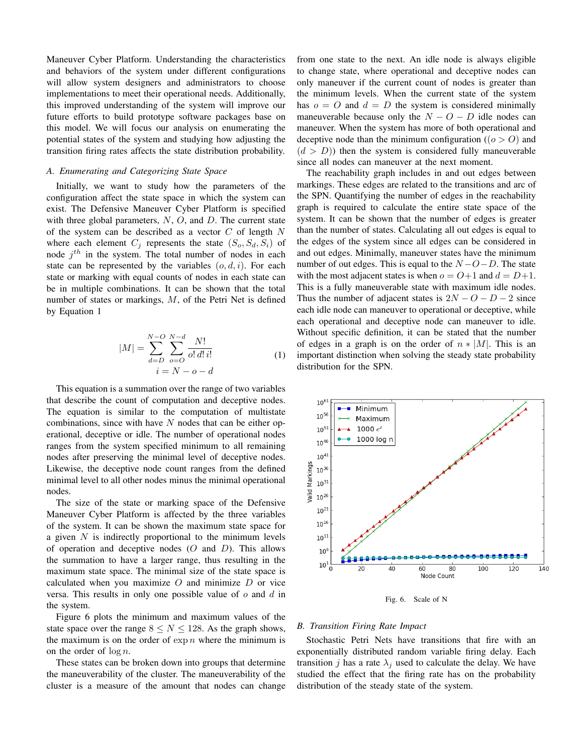Maneuver Cyber Platform. Understanding the characteristics and behaviors of the system under different configurations will allow system designers and administrators to choose implementations to meet their operational needs. Additionally, this improved understanding of the system will improve our future efforts to build prototype software packages base on this model. We will focus our analysis on enumerating the potential states of the system and studying how adjusting the transition firing rates affects the state distribution probability.

### A. Enumerating and Categorizing State Space

Initially, we want to study how the parameters of the configuration affect the state space in which the system can exist. The Defensive Maneuver Cyber Platform is specified with three global parameters, $N$, $O$, and $D$. The current state of the system can be described as a vector $C$ of length $N$ where each element $C_j$ represents the state $(S_o, S_d, S_i)$ of node $j^{th}$ in the system. The total number of nodes in each state can be represented by the variables $(o, d, i)$. For each state or marking with equal counts of nodes in each state can be in multiple combinations. It can be shown that the total number of states or markings, $M$, of the Petri Net is defined by Equation 1

$$|M| = \sum_{d=D}^{N-O} \sum_{o=O}^{N-d} \frac{N!}{o!\, d!\, i!} \qquad (1)$$
$$i = N - o - d$$

This equation is a summation over the range of two variables that describe the count of computation and deceptive nodes. The equation is similar to the computation of multistate combinations, since with have $N$ nodes that can be either operational, deceptive or idle. The number of operational nodes ranges from the system specified minimum to all remaining nodes after preserving the minimal level of deceptive nodes. Likewise, the deceptive node count ranges from the defined minimal level to all other nodes minus the minimal operational nodes.

The size of the state or marking space of the Defensive Maneuver Cyber Platform is affected by the three variables of the system. It can be shown the maximum state space for a given $N$ is indirectly proportional to the minimum levels of operation and deceptive nodes ($O$ and $D$). This allows the summation to have a larger range, thus resulting in the maximum state space. The minimal size of the state space is calculated when you maximize $O$ and minimize $D$ or vice versa. This results in only one possible value of $o$ and $d$ in the system.

Figure 6 plots the minimum and maximum values of the state space over the range $8 \leq N \leq 128$. As the graph shows, the maximum is on the order of $\exp n$ where the minimum is on the order of $\log n$.

These states can be broken down into groups that determine the maneuverability of the cluster. The maneuverability of the cluster is a measure of the amount that nodes can change from one state to the next. An idle node is always eligible to change state, where operational and deceptive nodes can only maneuver if the current count of nodes is greater than the minimum levels. When the current state of the system has $o = O$ and $d = D$ the system is considered minimally maneuverable because only the $N - O - D$ idle nodes can maneuver. When the system has more of both operational and deceptive node than the minimum configuration ($(o > O)$ and $(d > D)$) then the system is considered fully maneuverable since all nodes can maneuver at the next moment.

The reachability graph includes in and out edges between markings. These edges are related to the transitions and arc of the SPN. Quantifying the number of edges in the reachability graph is required to calculate the entire state space of the system. It can be shown that the number of edges is greater than the number of states. Calculating all out edges is equal to the edges of the system since all edges can be considered in and out edges. Minimally, maneuver states have the minimum number of out edges. This is equal to the $N-O-D$. The state with the most adjacent states is when $o = O+1$ and $d = D+1$. This is a fully maneuverable state with maximum idle nodes. Thus the number of adjacent states is $2N - O - D - 2$ since each idle node can maneuver to operational or deceptive, while each operational and deceptive node can maneuver to idle. Without specific definition, it can be stated that the number of edges in a graph is on the order of $n * |M|$. This is an important distinction when solving the steady state probability distribution for the SPN.

Fig. 6. Scale of N

### B. Transition Firing Rate Impact

Stochastic Petri Nets have transitions that fire with an exponentially distributed random variable firing delay. Each transition $j$ has a rate $\lambda_j$ used to calculate the delay. We have studied the effect that the firing rate has on the probability distribution of the steady state of the system.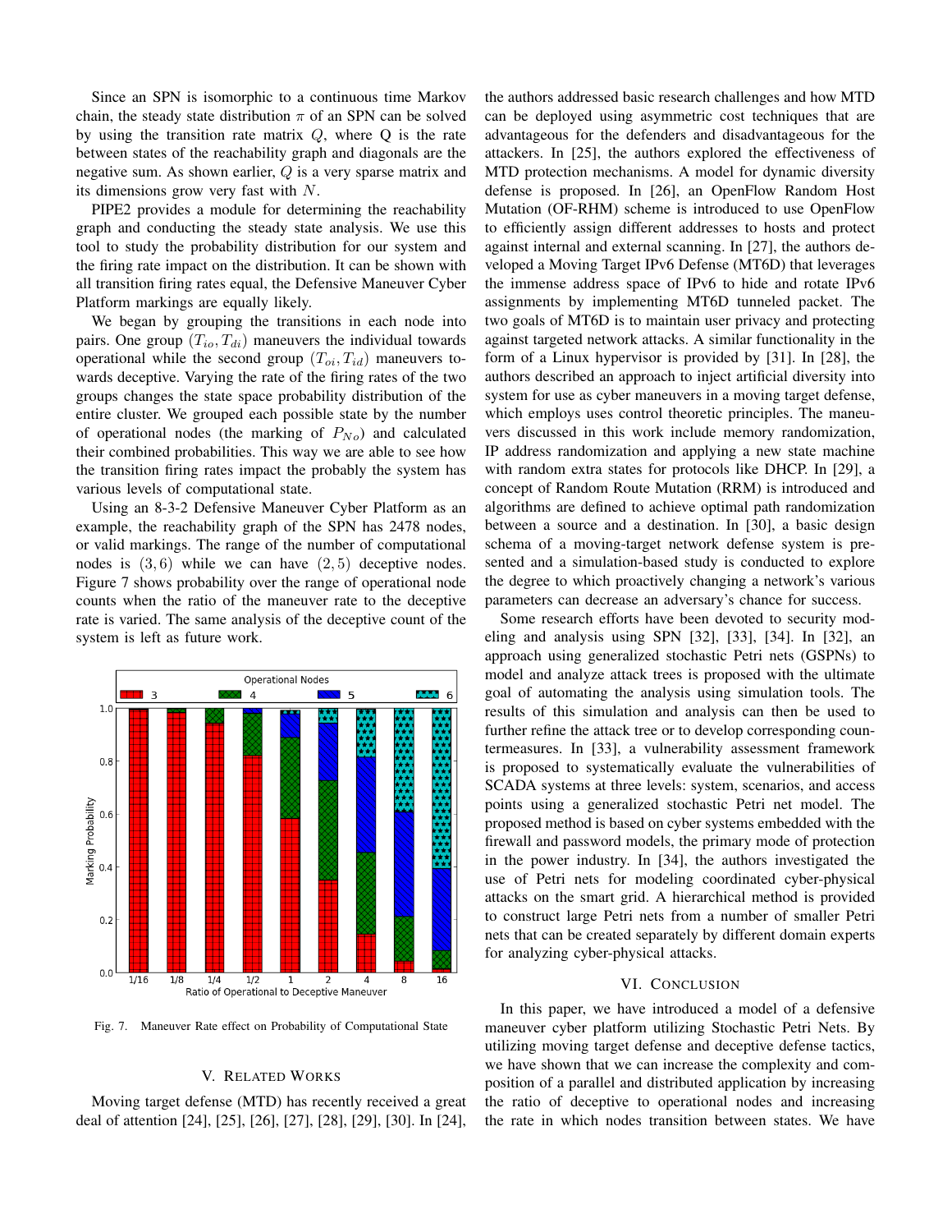Since an SPN is isomorphic to a continuous time Markov chain, the steady state distribution $\pi$ of an SPN can be solved by using the transition rate matrix $Q$, where Q is the rate between states of the reachability graph and diagonals are the negative sum. As shown earlier, $Q$ is a very sparse matrix and its dimensions grow very fast with $N$.

PIPE2 provides a module for determining the reachability graph and conducting the steady state analysis. We use this tool to study the probability distribution for our system and the firing rate impact on the distribution. It can be shown with all transition firing rates equal, the Defensive Maneuver Cyber Platform markings are equally likely.

We began by grouping the transitions in each node into pairs. One group $(T_{io}, T_{di})$ maneuvers the individual towards operational while the second group $(T_{oi}, T_{id})$ maneuvers towards deceptive. Varying the rate of the firing rates of the two groups changes the state space probability distribution of the entire cluster. We grouped each possible state by the number of operational nodes (the marking of $P_{No}$) and calculated their combined probabilities. This way we are able to see how the transition firing rates impact the probably the system has various levels of computational state.

Using an 8-3-2 Defensive Maneuver Cyber Platform as an example, the reachability graph of the SPN has 2478 nodes, or valid markings. The range of the number of computational nodes is $(3, 6)$ while we can have $(2, 5)$ deceptive nodes. Figure 7 shows probability over the range of operational node counts when the ratio of the maneuver rate to the deceptive rate is varied. The same analysis of the deceptive count of the system is left as future work.

Fig. 7. Maneuver Rate effect on Probability of Computational State

## V. Related Works

Moving target defense (MTD) has recently received a great deal of attention [24], [25], [26], [27], [28], [29], [30]. In [24], the authors addressed basic research challenges and how MTD can be deployed using asymmetric cost techniques that are advantageous for the defenders and disadvantageous for the attackers. In [25], the authors explored the effectiveness of MTD protection mechanisms. A model for dynamic diversity defense is proposed. In [26], an OpenFlow Random Host Mutation (OF-RHM) scheme is introduced to use OpenFlow to efficiently assign different addresses to hosts and protect against internal and external scanning. In [27], the authors developed a Moving Target IPv6 Defense (MT6D) that leverages the immense address space of IPv6 to hide and rotate IPv6 assignments by implementing MT6D tunneled packet. The two goals of MT6D is to maintain user privacy and protecting against targeted network attacks. A similar functionality in the form of a Linux hypervisor is provided by [31]. In [28], the authors described an approach to inject artificial diversity into system for use as cyber maneuvers in a moving target defense, which employs uses control theoretic principles. The maneuvers discussed in this work include memory randomization, IP address randomization and applying a new state machine with random extra states for protocols like DHCP. In [29], a concept of Random Route Mutation (RRM) is introduced and algorithms are defined to achieve optimal path randomization between a source and a destination. In [30], a basic design schema of a moving-target network defense system is presented and a simulation-based study is conducted to explore the degree to which proactively changing a network's various parameters can decrease an adversary's chance for success.

Some research efforts have been devoted to security modeling and analysis using SPN [32], [33], [34]. In [32], an approach using generalized stochastic Petri nets (GSPNs) to model and analyze attack trees is proposed with the ultimate goal of automating the analysis using simulation tools. The results of this simulation and analysis can then be used to further refine the attack tree or to develop corresponding countermeasures. In [33], a vulnerability assessment framework is proposed to systematically evaluate the vulnerabilities of SCADA systems at three levels: system, scenarios, and access points using a generalized stochastic Petri net model. The proposed method is based on cyber systems embedded with the firewall and password models, the primary mode of protection in the power industry. In [34], the authors investigated the use of Petri nets for modeling coordinated cyber-physical attacks on the smart grid. A hierarchical method is provided to construct large Petri nets from a number of smaller Petri nets that can be created separately by different domain experts for analyzing cyber-physical attacks.

## VI. Conclusion

In this paper, we have introduced a model of a defensive maneuver cyber platform utilizing Stochastic Petri Nets. By utilizing moving target defense and deceptive defense tactics, we have shown that we can increase the complexity and composition of a parallel and distributed application by increasing the ratio of deceptive to operational nodes and increasing the rate in which nodes transition between states. We have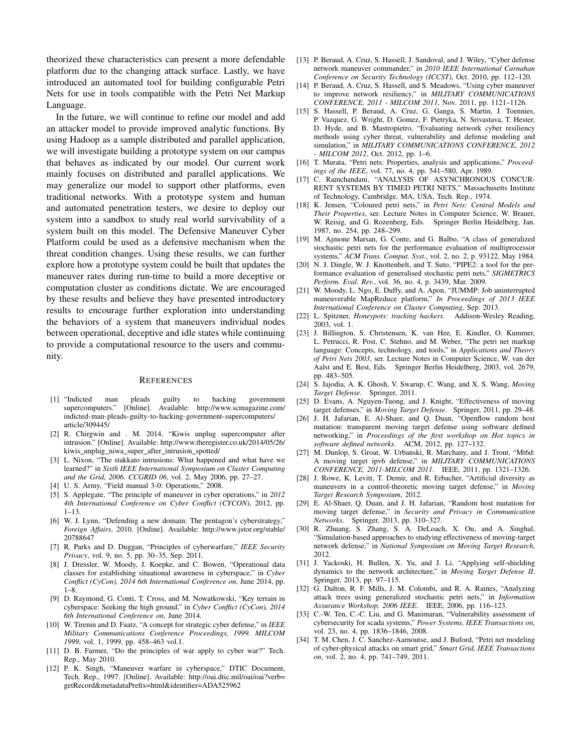theorized these characteristics can present a more defendable platform due to the changing attack surface. Lastly, we have introduced an automated tool for building configurable Petri Nets for use in tools compatible with the Petri Net Markup Language.

In the future, we will continue to refine our model and add an attacker model to provide improved analytic functions. By using Hadoop as a sample distributed and parallel application, we will investigate building a prototype system on our campus that behaves as indicated by our model. Our current work mainly focuses on distributed and parallel applications. We may generalize our model to support other platforms, even traditional networks. With a prototype system and human and automated penetration testers, we desire to deploy our system into a sandbox to study real world survivability of a system built on this model. The Defensive Maneuver Cyber Platform could be used as a defensive mechanism when the threat condition changes. Using these results, we can further explore how a prototype system could be built that updates the maneuver rates during run-time to build a more deceptive or computation cluster as conditions dictate. We are encouraged by these results and believe they have presented introductory results to encourage further exploration into understanding the behaviors of a system that maneuvers individual nodes between operational, deceptive and idle states while continuing to provide a computational resource to the users and community.

## References

[1] "Indicted man pleads guilty to hacking government supercomputers." [Online]. Available: http://www.scmagazine.com/indicted-man-pleads-guilty-to-hacking-government-supercomputers/article/309445/

[2] R. Chirgwin and . M. 2014, "Kiwis unplug supercomputer after intrusion." [Online]. Available: http://www.theregister.co.uk/2014/05/26/kiwis_unplug_niwa_super_after_intrusion_spotted/

[3] L. Nixon, "The stakkato intrusions: What happened and what have we learned?" in *Sixth IEEE International Symposium on Cluster Computing and the Grid, 2006. CCGRID 06*, vol. 2, May 2006, pp. 27–27.

[4] U. S. Army, "Field manual 3-0: Operations," 2008.

[5] S. Applegate, "The principle of maneuver in cyber operations," in *2012 4th International Conference on Cyber Conflict (CYCON)*, 2012, pp. 1–13.

[6] W. J. Lynn, "Defending a new domain: The pentagon's cyberstrategy," *Foreign Affairs*, 2010. [Online]. Available: http://www.jstor.org/stable/20788647

[7] R. Parks and D. Duggan, "Principles of cyberwarfare," *IEEE Security Privacy*, vol. 9, no. 5, pp. 30–35, Sep. 2011.

[8] J. Dressler, W. Moody, J. Koepke, and C. Bowen, "Operational data classes for establishing situational awareness in cyberspace," in *Cyber Conflict (CyCon), 2014 6th International Conference on*, June 2014, pp. 1–8.

[9] D. Raymond, G. Conti, T. Cross, and M. Nowatkowski, "Key terrain in cyberspace: Seeking the high ground," in *Cyber Conflict (CyCon), 2014 6th International Conference on*, June 2014.

[10] W. Tirenin and D. Faatz, "A concept for strategic cyber defense," in *IEEE Military Communications Conference Proceedings, 1999. MILCOM 1999*, vol. 1, 1999, pp. 458–463 vol.1.

[11] D. B. Farmer, "Do the principles of war apply to cyber war?" Tech. Rep., May 2010.

[12] P. K. Singh, "Maneuver warfare in cyberspace," DTIC Document, Tech. Rep., 1997. [Online]. Available: http://oai.dtic.mil/oai/oai?verb=getRecord&metadataPrefix=html&identifier=ADA525962

[13] P. Beraud, A. Cruz, S. Hassell, J. Sandoval, and J. Wiley, "Cyber defense network maneuver commander," in *2010 IEEE International Carnahan Conference on Security Technology (ICCST)*, Oct. 2010, pp. 112–120.

[14] P. Beraud, A. Cruz, S. Hassell, and S. Meadows, "Using cyber maneuver to improve network resiliency," in *MILITARY COMMUNICATIONS CONFERENCE, 2011 - MILCOM 2011*, Nov. 2011, pp. 1121–1126.

[15] S. Hassell, P. Beraud, A. Cruz, G. Ganga, S. Martin, J. Toennies, P. Vazquez, G. Wright, D. Gomez, F. Pietryka, N. Srivastava, T. Hester, D. Hyde, and B. Mastropietro, "Evaluating network cyber resiliency methods using cyber threat, vulnerability and defense modeling and simulation," in *MILITARY COMMUNICATIONS CONFERENCE, 2012 - MILCOM 2012*, Oct. 2012, pp. 1–6.

[16] T. Murata, "Petri nets: Properties, analysis and applications," *Proceedings of the IEEE*, vol. 77, no. 4, pp. 541–580, Apr. 1989.

[17] C. Ramchandani, "ANALYSIS OF ASYNCHRONOUS CONCURRENT SYSTEMS BY TIMED PETRI NETS," Massachusetts Institute of Technology, Cambridge, MA, USA, Tech. Rep., 1974.

[18] K. Jensen, "Coloured petri nets," in *Petri Nets: Central Models and Their Properties*, ser. Lecture Notes in Computer Science, W. Brauer, W. Reisig, and G. Rozenberg, Eds. Springer Berlin Heidelberg, Jan. 1987, no. 254, pp. 248–299.

[19] M. Ajmone Marsan, G. Conte, and G. Balbo, "A class of generalized stochastic petri nets for the performance evaluation of multiprocessor systems," *ACM Trans. Comput. Syst.*, vol. 2, no. 2, p. 93122, May 1984.

[20] N. J. Dingle, W. J. Knottenbelt, and T. Suto, "PIPE2: a tool for the performance evaluation of generalised stochastic petri nets," *SIGMETRICS Perform. Eval. Rev.*, vol. 36, no. 4, p. 3439, Mar. 2009.

[21] W. Moody, L. Ngo, E. Duffy, and A. Apon, "JUMMP: Job uninterrupted maneuverable MapReduce platform," *In Proceedings of 2013 IEEE International Conference on Cluster Computing*, Sep. 2013.

[22] L. Spitzner, *Honeypots: tracking hackers*. Addison-Wesley Reading, 2003, vol. 1.

[23] J. Billington, S. Christensen, K. van Hee, E. Kindler, O. Kummer, L. Petrucci, R. Post, C. Stehno, and M. Weber, "The petri net markup language: Concepts, technology, and tools," in *Applications and Theory of Petri Nets 2003*, ser. Lecture Notes in Computer Science, W. van der Aalst and E. Best, Eds. Springer Berlin Heidelberg, 2003, vol. 2679, pp. 483–505.

[24] S. Jajodia, A. K. Ghosh, V. Swarup, C. Wang, and X. S. Wang, *Moving Target Defense*. Springer, 2011.

[25] D. Evans, A. Nguyen-Tuong, and J. Knight, "Effectiveness of moving target defenses," in *Moving Target Defense*. Springer, 2011, pp. 29–48.

[26] J. H. Jafarian, E. Al-Shaer, and Q. Duan, "Openflow random host mutation: transparent moving target defense using software defined networking," in *Proceedings of the first workshop on Hot topics in software defined networks*. ACM, 2012, pp. 127–132.

[27] M. Dunlop, S. Groat, W. Urbanski, R. Marchany, and J. Tront, "Mt6d: A moving target ipv6 defense," in *MILITARY COMMUNICATIONS CONFERENCE, 2011-MILCOM 2011*. IEEE, 2011, pp. 1321–1326.

[28] J. Rowe, K. Levitt, T. Demir, and R. Erbacher, "Artificial diversity as maneuvers in a control-theoretic moving target defense," in *Moving Target Research Symposium*, 2012.

[29] E. Al-Shaer, Q. Duan, and J. H. Jafarian, "Random host mutation for moving target defense," in *Security and Privacy in Communication Networks*. Springer, 2013, pp. 310–327.

[30] R. Zhuang, S. Zhang, S. A. DeLoach, X. Ou, and A. Singhal, "Simulation-based approaches to studying effectiveness of moving-target network defense," in *National Symposium on Moving Target Research*, 2012.

[31] J. Yackoski, H. Bullen, X. Yu, and J. Li, "Applying self-shielding dynamics to the network architecture," in *Moving Target Defense II*. Springer, 2013, pp. 97–115.

[32] G. Dalton, R. F. Mills, J. M. Colombi, and R. A. Raines, "Analyzing attack trees using generalized stochastic petri nets," in *Information Assurance Workshop, 2006 IEEE*. IEEE, 2006, pp. 116–123.

[33] C.-W. Ten, C.-C. Liu, and G. Manimaran, "Vulnerability assessment of cybersecurity for scada systems," *Power Systems, IEEE Transactions on*, vol. 23, no. 4, pp. 1836–1846, 2008.

[34] T. M. Chen, J. C. Sanchez-Aarnoutse, and J. Buford, "Petri net modeling of cyber-physical attacks on smart grid," *Smart Grid, IEEE Transactions on*, vol. 2, no. 4, pp. 741–749, 2011.